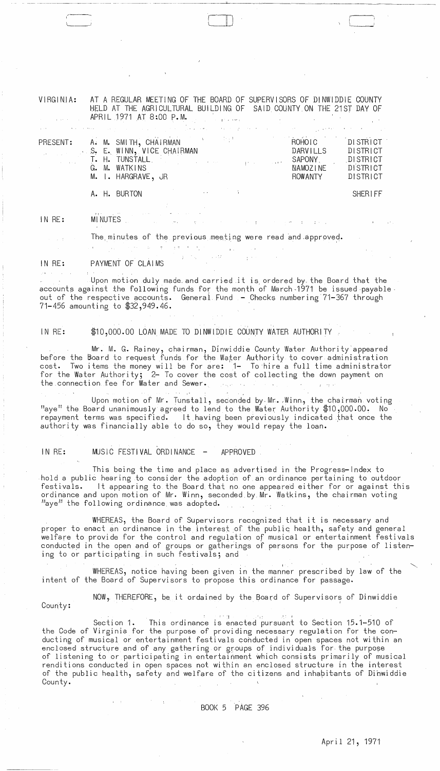VIRGINIA: AT A REGULAR MEETING OF THE BOARD OF SUPERVISORS OF DINWIDDIE COUNTY HELD AT THE AGRICULTURAL BUILDING OF SAID COUNTY ON THE 21ST DAY OF APRIL 1971 AT 8:00 P.M.

| PRESENT: | | | |
|---|---|---|---|
| | A. M. SMITH, CHAIRMAN | ROHOIC | DISTRICT |
| | S. E. WINN, VICE CHAIRMAN | DARVILLS | DISTRICT |
| | T. H. TUNSTALL | SAPONY | DISTRICT |
| | G. M. WATKINS | NAMOZINE | DISTRICT |
| | M. I. HARGRAVE, JR | ROWANTY | DISTRICT |
| | A. H. BURTON | | SHERIFF |

IN RE: MINUTES

The minutes of the previous meeting were read and approved.

IN RE: PAYMENT OF CLAIMS

Upon motion duly made and carried it is ordered by the Board that the accounts against the following funds for the month of March 1971 be issued payable out of the respective accounts. General Fund - Checks numbering 71-367 through 71-456 amounting to $32,949.46.

IN RE: $10,000.00 LOAN MADE TO DINWIDDIE COUNTY WATER AUTHORITY

Mr. M. G. Rainey, chairman, Dinwiddie County Water Authority appeared before the Board to request funds for the Water Authority to cover administration cost. Two items the money will be for are: 1- To hire a full time administrator for the Water Authority; 2- To cover the cost of collecting the down payment on the connection fee for Water and Sewer.

Upon motion of Mr. Tunstall, seconded by Mr. Winn, the chairman voting "aye" the Board unanimously agreed to lend to the Water Authority $10,000.00. No repayment terms was specified. It having been previously indicated that once the authority was financially able to do so, they would repay the loan.

IN RE: MUSIC FESTIVAL ORDINANCE - APPROVED

This being the time and place as advertised in the Progress-Index to hold a public hearing to consider the adoption of an ordinance pertaining to outdoor festivals. It appearing to the Board that no one appeared either for or against this ordinance and upon motion of Mr. Winn, seconded by Mr. Watkins, the chairman voting "aye" the following ordinance was adopted.

WHEREAS, the Board of Supervisors recognized that it is necessary and proper to enact an ordinance in the interest of the public health, safety and general welfare to provide for the control and regulation of musical or entertainment festivals conducted in the open and of groups or gatherings of persons for the purpose of listening to or participating in such festivals; and

WHEREAS, notice having been given in the manner prescribed by law of the intent of the Board of Supervisors to propose this ordinance for passage.

NOW, THEREFORE, be it ordained by the Board of Supervisors of Dinwiddie County:

Section 1. This ordinance is enacted pursuant to Section 15.1-510 of the Code of Virginia for the purpose of providing necessary regulation for the conducting of musical or entertainment festivals conducted in open spaces not within an enclosed structure and of any gathering or groups of individuals for the purpose of listening to or participating in entertainment which consists primarily of musical renditions conducted in open spaces not within an enclosed structure in the interest of the public health, safety and welfare of the citizens and inhabitants of Dinwiddie County.

BOOK 5 PAGE 396

April 21, 1971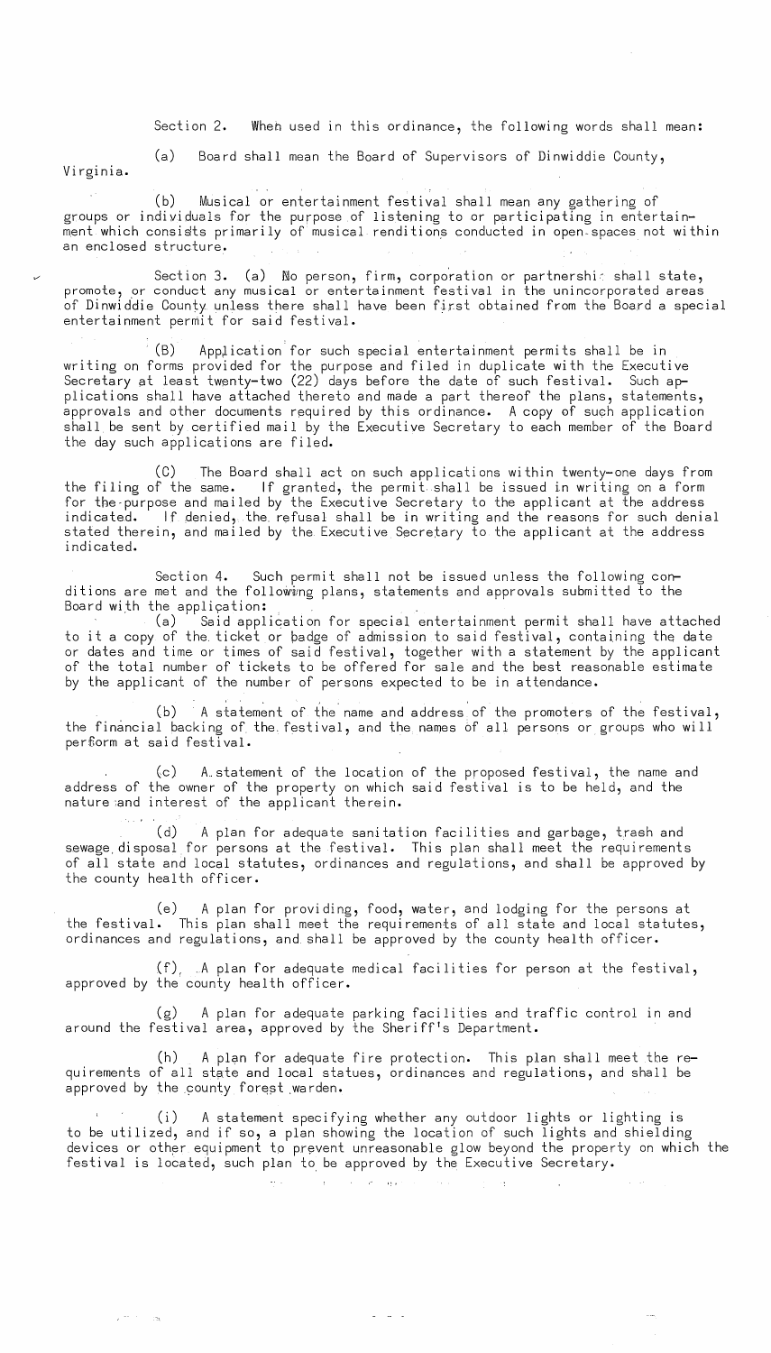Section 2. When used in this ordinance, the following words shall mean:

(a) Board shall mean the Board of Supervisors of Dinwiddie County, Virginia.

(b) Musical or entertainment festival shall mean any gathering of groups or individuals for the purpose of listening to or participating in entertainment which consists primarily of musical renditions conducted in open spaces not within an enclosed structure.

Section 3. (a) No person, firm, corporation or partnership shall state, promote, or conduct any musical or entertainment festival in the unincorporated areas of Dinwiddie County unless there shall have been first obtained from the Board a special entertainment permit for said festival.

(B) Application for such special entertainment permits shall be in writing on forms provided for the purpose and filed in duplicate with the Executive Secretary at least twenty-two (22) days before the date of such festival. Such applications shall have attached thereto and made a part thereof the plans, statements, approvals and other documents required by this ordinance. A copy of such application shall be sent by certified mail by the Executive Secretary to each member of the Board the day such applications are filed.

(C) The Board shall act on such applications within twenty-one days from the filing of the same. If granted, the permit shall be issued in writing on a form for the purpose and mailed by the Executive Secretary to the applicant at the address indicated. If denied, the refusal shall be in writing and the reasons for such denial stated therein, and mailed by the Executive Secretary to the applicant at the address indicated.

Section 4. Such permit shall not be issued unless the following conditions are met and the following plans, statements and approvals submitted to the Board with the application:

(a) Said application for special entertainment permit shall have attached to it a copy of the ticket or badge of admission to said festival, containing the date or dates and time or times of said festival, together with a statement by the applicant of the total number of tickets to be offered for sale and the best reasonable estimate by the applicant of the number of persons expected to be in attendance.

(b) A statement of the name and address of the promoters of the festival, the financial backing of the festival, and the names of all persons or groups who will perform at said festival.

(c) A statement of the location of the proposed festival, the name and address of the owner of the property on which said festival is to be held, and the nature and interest of the applicant therein.

(d) A plan for adequate sanitation facilities and garbage, trash and sewage disposal for persons at the festival. This plan shall meet the requirements of all state and local statutes, ordinances and regulations, and shall be approved by the county health officer.

(e) A plan for providing, food, water, and lodging for the persons at the festival. This plan shall meet the requirements of all state and local statutes, ordinances and regulations, and shall be approved by the county health officer.

(f) A plan for adequate medical facilities for person at the festival, approved by the county health officer.

(g) A plan for adequate parking facilities and traffic control in and around the festival area, approved by the Sheriff's Department.

(h) A plan for adequate fire protection. This plan shall meet the requirements of all state and local statues, ordinances and regulations, and shall be approved by the county forest warden.

(i) A statement specifying whether any outdoor lights or lighting is to be utilized, and if so, a plan showing the location of such lights and shielding devices or other equipment to prevent unreasonable glow beyond the property on which the festival is located, such plan to be approved by the Executive Secretary.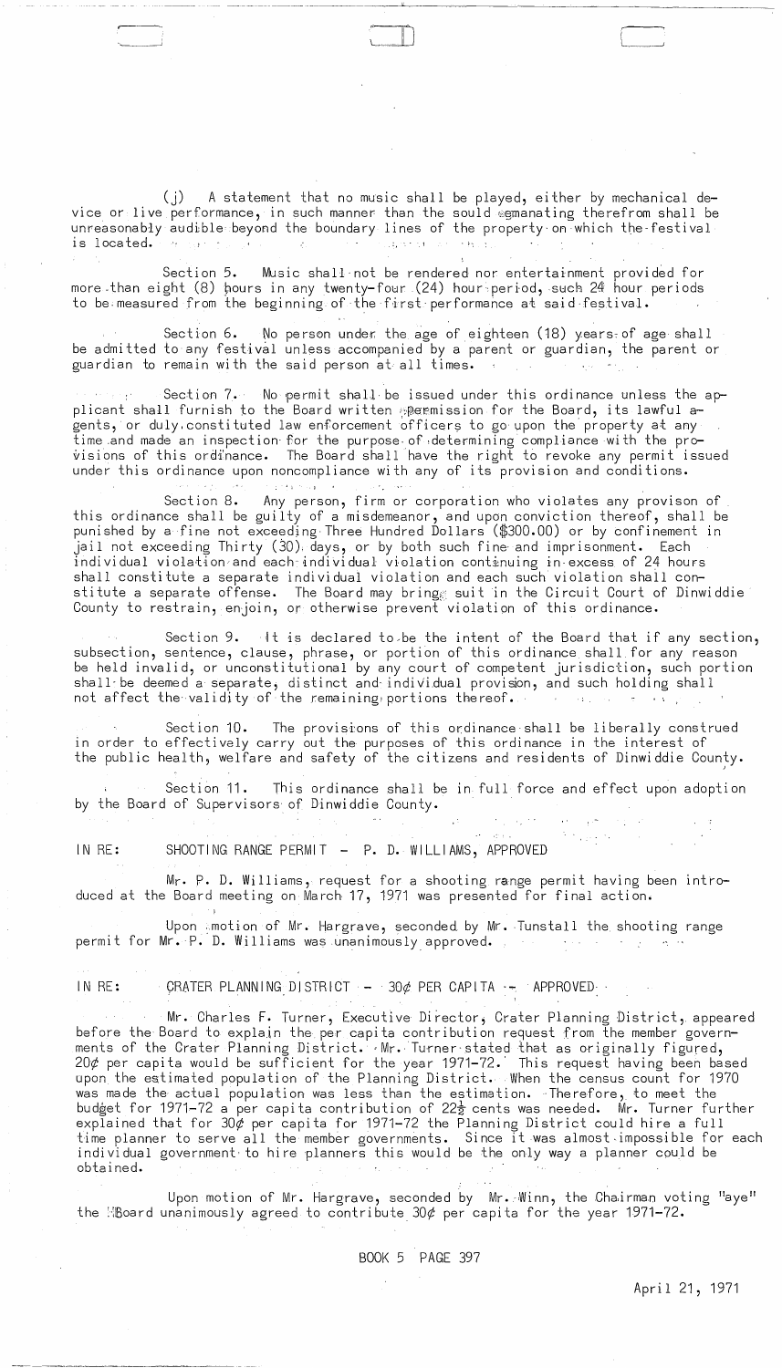(j) A statement that no music shall be played, either by mechanical device or live performance, in such manner than the sould emanating therefrom shall be unreasonably audible beyond the boundary lines of the property on which the festival is located.

Section 5. Music shall not be rendered nor entertainment provided for more than eight (8) hours in any twenty-four (24) hour period, such 24 hour periods to be measured from the beginning of the first performance at said festival.

Section 6. No person under the age of eighteen (18) years of age shall be admitted to any festival unless accompanied by a parent or guardian, the parent or guardian to remain with the said person at all times.

Section 7. No permit shall be issued under this ordinance unless the applicant shall furnish to the Board written permission for the Board, its lawful agents, or duly constituted law enforcement officers to go upon the property at any time and made an inspection for the purpose of determining compliance with the provisions of this ordinance. The Board shall have the right to revoke any permit issued under this ordinance upon noncompliance with any of its provision and conditions.

Section 8. Any person, firm or corporation who violates any provison of this ordinance shall be guilty of a misdemeanor, and upon conviction thereof, shall be punished by a fine not exceeding Three Hundred Dollars ($300.00) or by confinement in jail not exceeding Thirty (30) days, or by both such fine and imprisonment. Each individual violation and each individual violation continuing in excess of 24 hours shall constitute a separate individual violation and each such violation shall constitute a separate offense. The Board may bring suit in the Circuit Court of Dinwiddie County to restrain, enjoin, or otherwise prevent violation of this ordinance.

Section 9. It is declared to be the intent of the Board that if any section, subsection, sentence, clause, phrase, or portion of this ordinance shall for any reason be held invalid, or unconstitutional by any court of competent jurisdiction, such portion shall be deemed a separate, distinct and individual provision, and such holding shall not affect the validity of the remaining portions thereof.

Section 10. The provisions of this ordinance shall be liberally construed in order to effectively carry out the purposes of this ordinance in the interest of the public health, welfare and safety of the citizens and residents of Dinwiddie County.

Section 11. This ordinance shall be in full force and effect upon adoption by the Board of Supervisors of Dinwiddie County.

IN RE: SHOOTING RANGE PERMIT - P. D. WILLIAMS, APPROVED

Mr. P. D. Williams, request for a shooting range permit having been introduced at the Board meeting on March 17, 1971 was presented for final action.

Upon motion of Mr. Hargrave, seconded by Mr. Tunstall the shooting range permit for Mr. P. D. Williams was unanimously approved.

IN RE: CRATER PLANNING DISTRICT - 30¢ PER CAPITA - APPROVED

Mr. Charles F. Turner, Executive Director, Crater Planning District, appeared before the Board to explain the per capita contribution request from the member governments of the Crater Planning District. Mr. Turner stated that as originally figured, 20¢ per capita would be sufficient for the year 1971-72. This request having been based upon the estimated population of the Planning District. When the census count for 1970 was made the actual population was less than the estimation. Therefore, to meet the budget for 1971-72 a per capita contribution of 22½ cents was needed. Mr. Turner further explained that for 30¢ per capita for 1971-72 the Planning District could hire a full time planner to serve all the member governments. Since it was almost impossible for each individual government to hire planners this would be the only way a planner could be obtained.

Upon motion of Mr. Hargrave, seconded by Mr. Winn, the Chairman voting "aye" the Board unanimously agreed to contribute 30¢ per capita for the year 1971-72.

BOOK 5 PAGE 397

April 21, 1971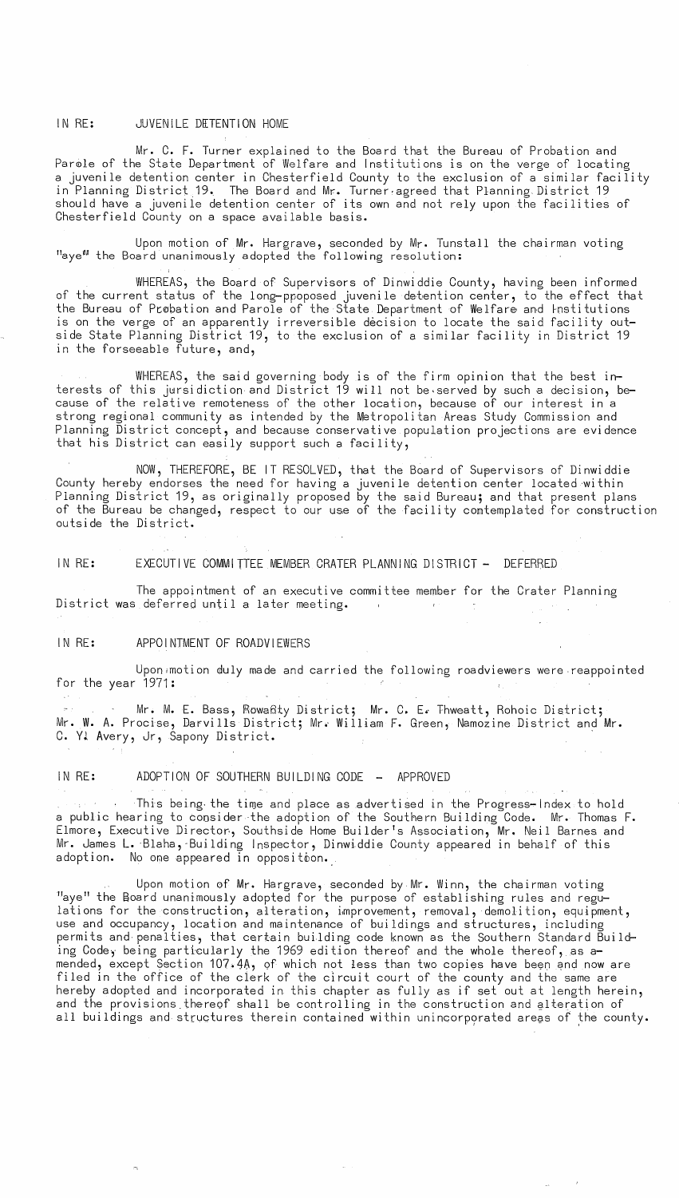IN RE: JUVENILE DETENTION HOME

Mr. C. F. Turner explained to the Board that the Bureau of Probation and Parole of the State Department of Welfare and Institutions is on the verge of locating a juvenile detention center in Chesterfield County to the exclusion of a similar facility in Planning District 19. The Board and Mr. Turner agreed that Planning District 19 should have a juvenile detention center of its own and not rely upon the facilities of Chesterfield County on a space available basis.

Upon motion of Mr. Hargrave, seconded by Mr. Tunstall the chairman voting "aye" the Board unanimously adopted the following resolution:

WHEREAS, the Board of Supervisors of Dinwiddie County, having been informed of the current status of the long-proposed juvenile detention center, to the effect that the Bureau of Probation and Parole of the State Department of Welfare and Institutions is on the verge of an apparently irreversible decision to locate the said facility outside State Planning District 19, to the exclusion of a similar facility in District 19 in the forseeable future, and,

WHEREAS, the said governing body is of the firm opinion that the best interests of this jursidiction and District 19 will not be served by such a decision, because of the relative remoteness of the other location, because of our interest in a strong regional community as intended by the Metropolitan Areas Study Commission and Planning District concept, and because conservative population projections are evidence that his District can easily support such a facility,

NOW, THEREFORE, BE IT RESOLVED, that the Board of Supervisors of Dinwiddie County hereby endorses the need for having a juvenile detention center located within Planning District 19, as originally proposed by the said Bureau; and that present plans of the Bureau be changed, respect to our use of the facility contemplated for construction outside the District.

IN RE: EXECUTIVE COMMITTEE MEMBER CRATER PLANNING DISTRICT - DEFERRED

The appointment of an executive committee member for the Crater Planning District was deferred until a later meeting.

IN RE: APPOINTMENT OF ROADVIEWERS

Upon motion duly made and carried the following roadviewers were reappointed for the year 1971:

Mr. M. E. Bass, Rowanty District; Mr. C. E. Thweatt, Rohoic District; Mr. W. A. Procise, Darvills District; Mr. William F. Green, Namozine District and Mr. C. Y. Avery, Jr, Sapony District.

IN RE: ADOPTION OF SOUTHERN BUILDING CODE - APPROVED

This being the time and place as advertised in the Progress-Index to hold a public hearing to consider the adoption of the Southern Building Code. Mr. Thomas F. Elmore, Executive Director, Southside Home Builder's Association, Mr. Neil Barnes and Mr. James L. Blaha, Building Inspector, Dinwiddie County appeared in behalf of this adoption. No one appeared in opposition.

Upon motion of Mr. Hargrave, seconded by Mr. Winn, the chairman voting "aye" the Board unanimously adopted for the purpose of establishing rules and regulations for the construction, alteration, improvement, removal, demolition, equipment, use and occupancy, location and maintenance of buildings and structures, including permits and penalties, that certain building code known as the Southern Standard Building Code, being particularly the 1969 edition thereof and the whole thereof, as amended, except Section 107.4A, of which not less than two copies have been and now are filed in the office of the clerk of the circuit court of the county and the same are hereby adopted and incorporated in this chapter as fully as if set out at length herein, and the provisions thereof shall be controlling in the construction and alteration of all buildings and structures therein contained within unincorporated areas of the county.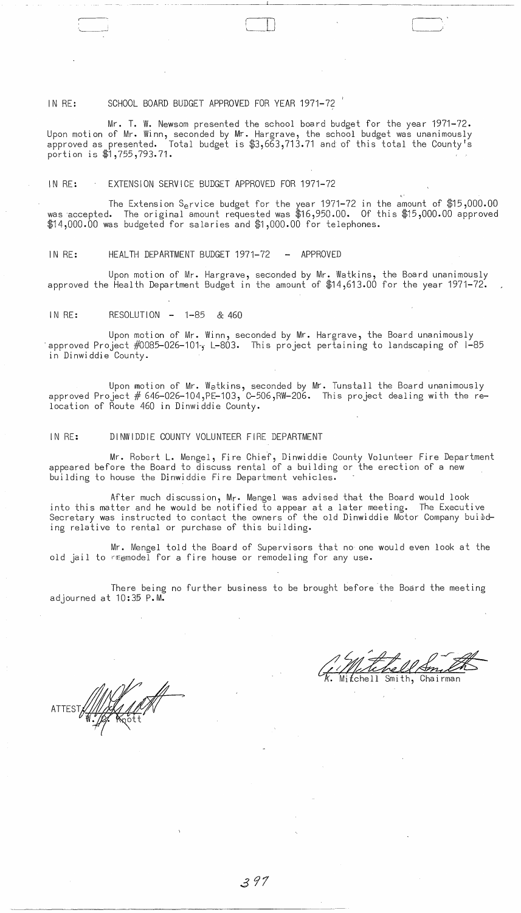IN RE: SCHOOL BOARD BUDGET APPROVED FOR YEAR 1971-72

Mr. T. W. Newsom presented the school board budget for the year 1971-72. Upon motion of Mr. Winn, seconded by Mr. Hargrave, the school budget was unanimously approved as presented. Total budget is $3,663,713.71 and of this total the County's portion is $1,755,793.71.

IN RE: EXTENSION SERVICE BUDGET APPROVED FOR 1971-72

The Extension Service budget for the year 1971-72 in the amount of $15,000.00 was accepted. The original amount requested was $16,950.00. Of this $15,000.00 approved $14,000.00 was budgeted for salaries and $1,000.00 for telephones.

IN RE: HEALTH DEPARTMENT BUDGET 1971-72 - APPROVED

Upon motion of Mr. Hargrave, seconded by Mr. Watkins, the Board unanimously approved the Health Department Budget in the amount of $14,613.00 for the year 1971-72.

IN RE: RESOLUTION - I-85 & 460

Upon motion of Mr. Winn, seconded by Mr. Hargrave, the Board unanimously approved Project #0085-026-101, L-803. This project pertaining to landscaping of I-85 in Dinwiddie County.

Upon motion of Mr. Watkins, seconded by Mr. Tunstall the Board unanimously approved Project # 646-026-104,PE-103, C-506,RW-206. This project dealing with the relocation of Route 460 in Dinwiddie County.

IN RE: DINWIDDIE COUNTY VOLUNTEER FIRE DEPARTMENT

Mr. Robert L. Mengel, Fire Chief, Dinwiddie County Volunteer Fire Department appeared before the Board to discuss rental of a building or the erection of a new building to house the Dinwiddie Fire Department vehicles.

After much discussion, Mr. Mengel was advised that the Board would look into this matter and he would be notified to appear at a later meeting. The Executive Secretary was instructed to contact the owners of the old Dinwiddie Motor Company building relative to rental or purchase of this building.

Mr. Mengel told the Board of Supervisors that no one would even look at the old jail to remodel for a fire house or remodeling for any use.

There being no further business to be brought before the Board the meeting adjourned at 10:35 P.M.

K. Mitchell Smith, Chairman

ATTEST: W. W. Knott